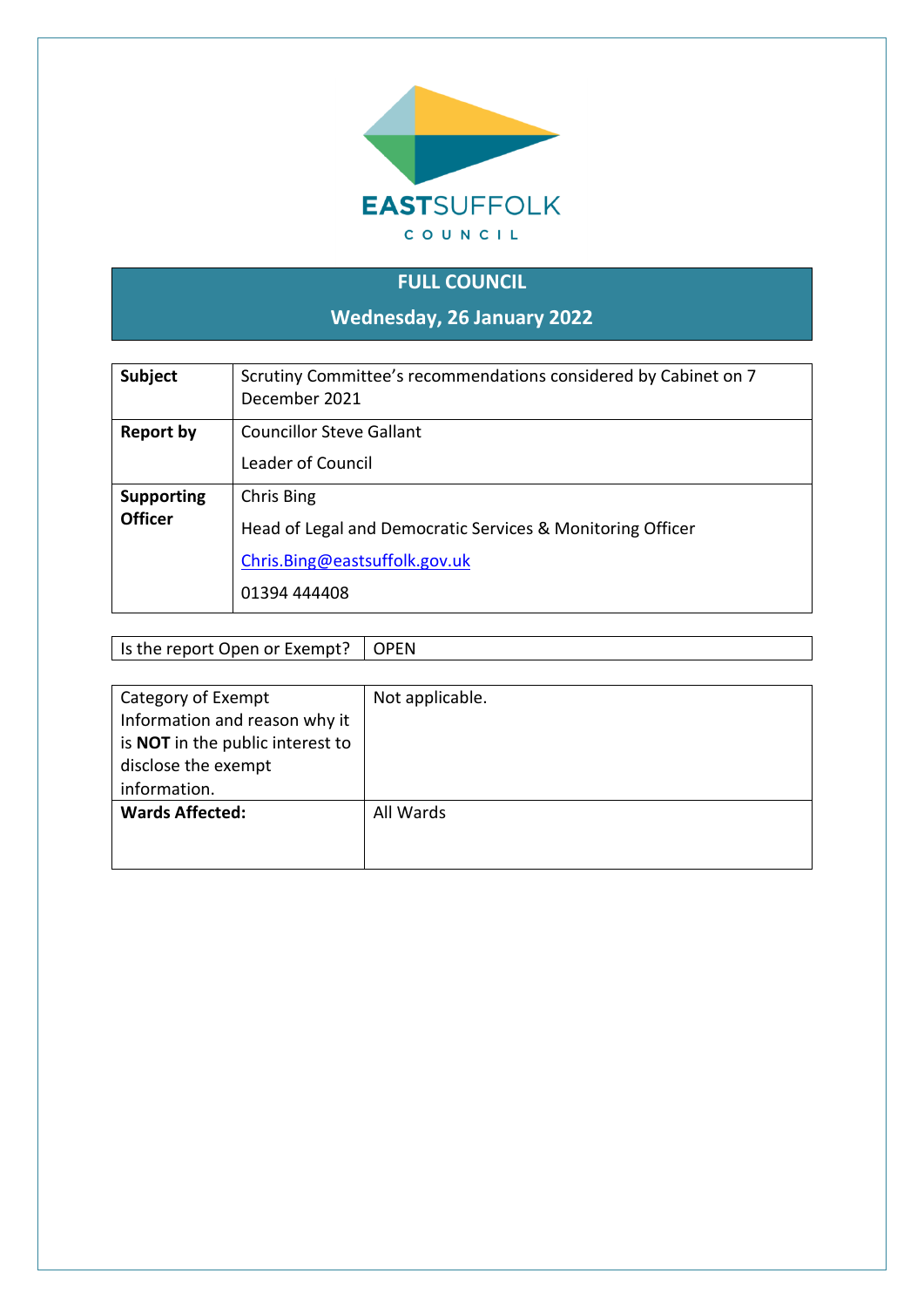EASTSUFFOLK COUNCIL

# FULL COUNCIL

## Wednesday, 26 January 2022

| | |
|---|---|
| **Subject** | Scrutiny Committee's recommendations considered by Cabinet on 7 December 2021 |
| **Report by** | Councillor Steve Gallant<br><br>Leader of Council |
| **Supporting Officer** | Chris Bing<br><br>Head of Legal and Democratic Services & Monitoring Officer<br><br>Chris.Bing@eastsuffolk.gov.uk<br><br>01394 444408 |

| | |
|---|---|
| Is the report Open or Exempt? | OPEN |

| | |
|---|---|
| Category of Exempt Information and reason why it is **NOT** in the public interest to disclose the exempt information. | Not applicable. |
| **Wards Affected:** | All Wards |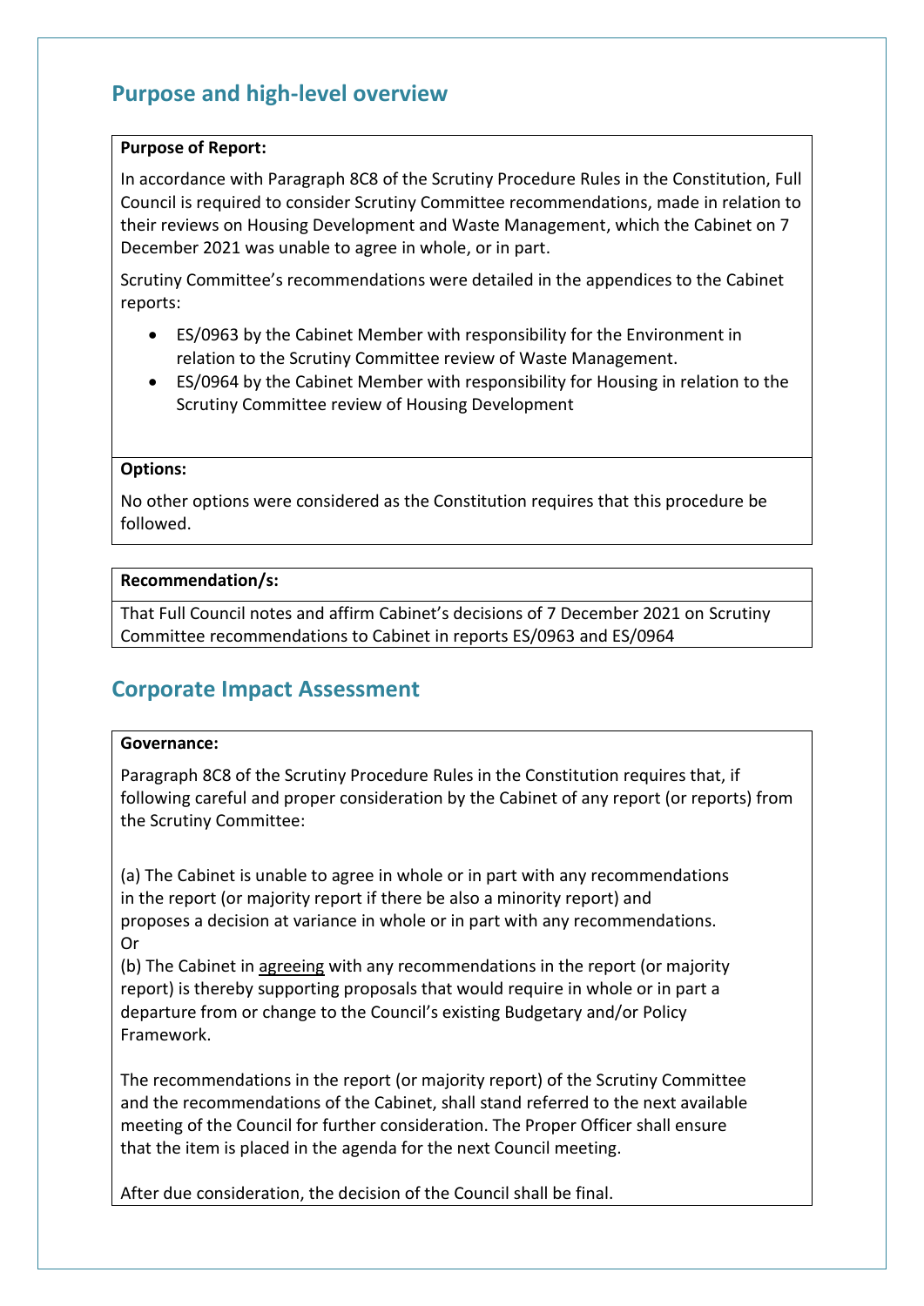## Purpose and high-level overview

**Purpose of Report:**

In accordance with Paragraph 8C8 of the Scrutiny Procedure Rules in the Constitution, Full Council is required to consider Scrutiny Committee recommendations, made in relation to their reviews on Housing Development and Waste Management, which the Cabinet on 7 December 2021 was unable to agree in whole, or in part.

Scrutiny Committee's recommendations were detailed in the appendices to the Cabinet reports:

- ES/0963 by the Cabinet Member with responsibility for the Environment in relation to the Scrutiny Committee review of Waste Management.
- ES/0964 by the Cabinet Member with responsibility for Housing in relation to the Scrutiny Committee review of Housing Development

**Options:**

No other options were considered as the Constitution requires that this procedure be followed.

**Recommendation/s:**

That Full Council notes and affirm Cabinet's decisions of 7 December 2021 on Scrutiny Committee recommendations to Cabinet in reports ES/0963 and ES/0964

## Corporate Impact Assessment

**Governance:**

Paragraph 8C8 of the Scrutiny Procedure Rules in the Constitution requires that, if following careful and proper consideration by the Cabinet of any report (or reports) from the Scrutiny Committee:

(a) The Cabinet is unable to agree in whole or in part with any recommendations in the report (or majority report if there be also a minority report) and proposes a decision at variance in whole or in part with any recommendations.
Or
(b) The Cabinet in <u>agreeing</u> with any recommendations in the report (or majority report) is thereby supporting proposals that would require in whole or in part a departure from or change to the Council's existing Budgetary and/or Policy Framework.

The recommendations in the report (or majority report) of the Scrutiny Committee and the recommendations of the Cabinet, shall stand referred to the next available meeting of the Council for further consideration. The Proper Officer shall ensure that the item is placed in the agenda for the next Council meeting.

After due consideration, the decision of the Council shall be final.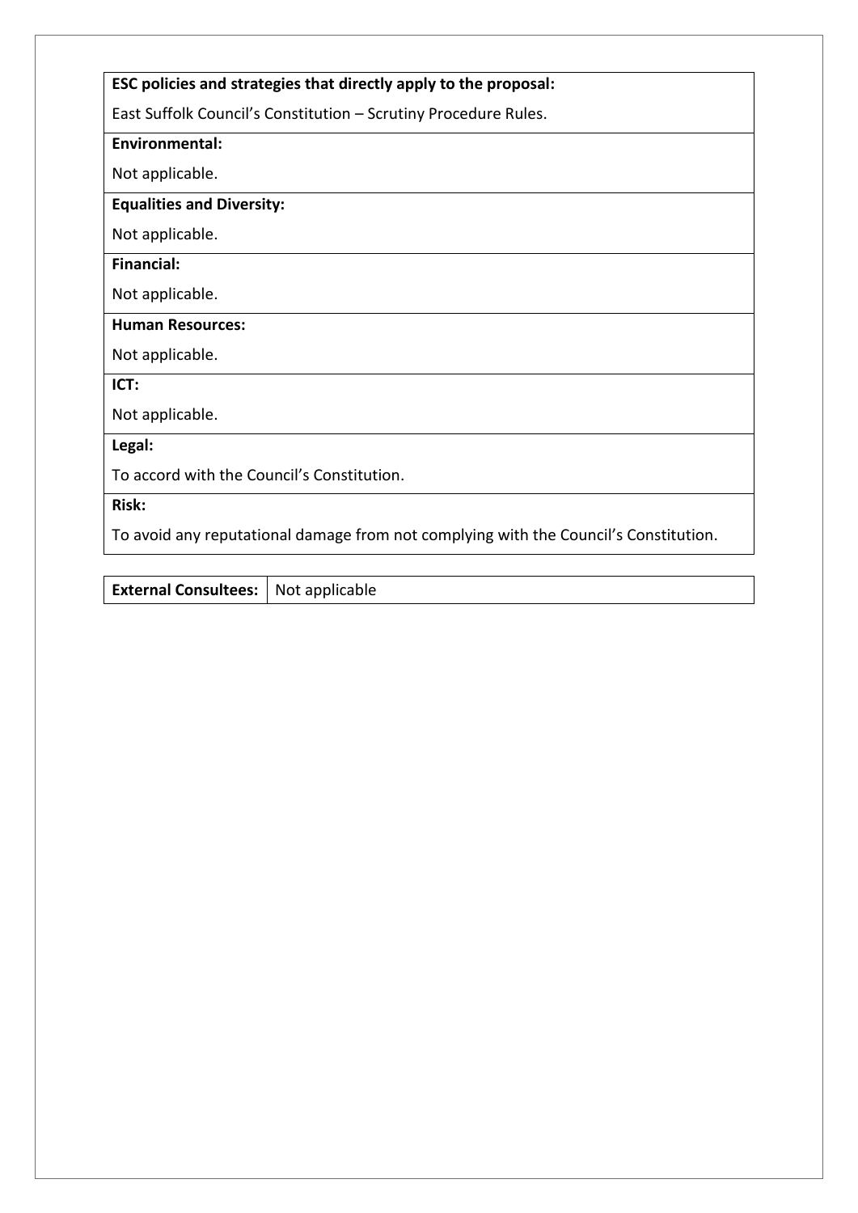| **ESC policies and strategies that directly apply to the proposal:** |
| --- |
| East Suffolk Council's Constitution – Scrutiny Procedure Rules. |
| **Environmental:** |
| Not applicable. |
| **Equalities and Diversity:** |
| Not applicable. |
| **Financial:** |
| Not applicable. |
| **Human Resources:** |
| Not applicable. |
| **ICT:** |
| Not applicable. |
| **Legal:** |
| To accord with the Council's Constitution. |
| **Risk:** |
| To avoid any reputational damage from not complying with the Council's Constitution. |

| **External Consultees:** | Not applicable |
| --- | --- |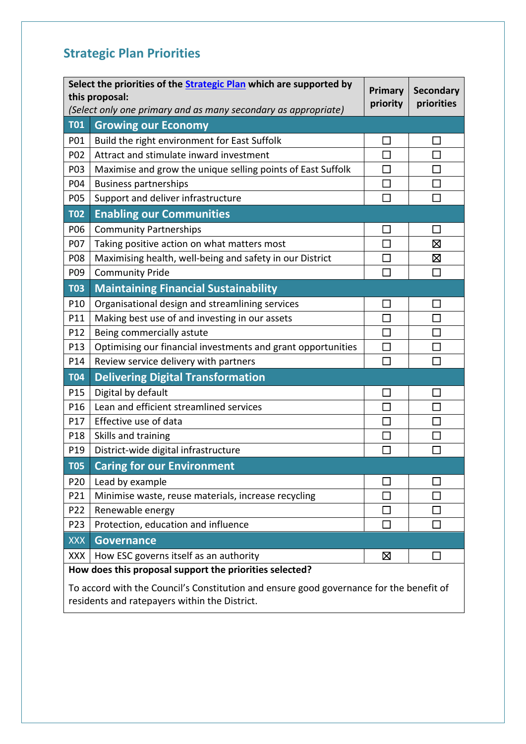## Strategic Plan Priorities

| **Select the priorities of the Strategic Plan which are supported by this proposal:** *(Select only one primary and as many secondary as appropriate)* | | **Primary priority** | **Secondary priorities** |
|---|---|---|---|
| **T01** | **Growing our Economy** | | |
| P01 | Build the right environment for East Suffolk | ☐ | ☐ |
| P02 | Attract and stimulate inward investment | ☐ | ☐ |
| P03 | Maximise and grow the unique selling points of East Suffolk | ☐ | ☐ |
| P04 | Business partnerships | ☐ | ☐ |
| P05 | Support and deliver infrastructure | ☐ | ☐ |
| **T02** | **Enabling our Communities** | | |
| P06 | Community Partnerships | ☐ | ☐ |
| P07 | Taking positive action on what matters most | ☐ | ☒ |
| P08 | Maximising health, well-being and safety in our District | ☐ | ☒ |
| P09 | Community Pride | ☐ | ☐ |
| **T03** | **Maintaining Financial Sustainability** | | |
| P10 | Organisational design and streamlining services | ☐ | ☐ |
| P11 | Making best use of and investing in our assets | ☐ | ☐ |
| P12 | Being commercially astute | ☐ | ☐ |
| P13 | Optimising our financial investments and grant opportunities | ☐ | ☐ |
| P14 | Review service delivery with partners | ☐ | ☐ |
| **T04** | **Delivering Digital Transformation** | | |
| P15 | Digital by default | ☐ | ☐ |
| P16 | Lean and efficient streamlined services | ☐ | ☐ |
| P17 | Effective use of data | ☐ | ☐ |
| P18 | Skills and training | ☐ | ☐ |
| P19 | District-wide digital infrastructure | ☐ | ☐ |
| **T05** | **Caring for our Environment** | | |
| P20 | Lead by example | ☐ | ☐ |
| P21 | Minimise waste, reuse materials, increase recycling | ☐ | ☐ |
| P22 | Renewable energy | ☐ | ☐ |
| P23 | Protection, education and influence | ☐ | ☐ |
| XXX | **Governance** | | |
| XXX | How ESC governs itself as an authority | ☒ | ☐ |

**How does this proposal support the priorities selected?**

To accord with the Council's Constitution and ensure good governance for the benefit of residents and ratepayers within the District.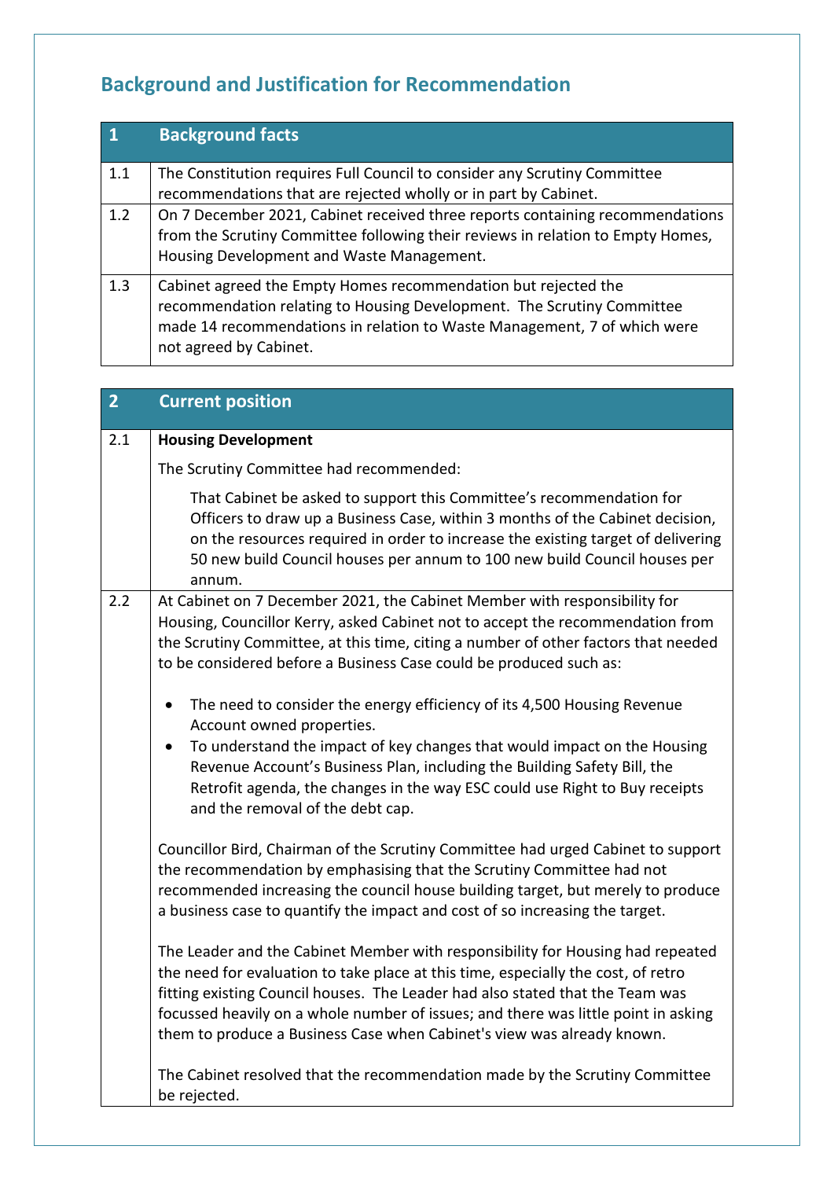## Background and Justification for Recommendation

| 1 | Background facts |
|---|---|
| 1.1 | The Constitution requires Full Council to consider any Scrutiny Committee recommendations that are rejected wholly or in part by Cabinet. |
| 1.2 | On 7 December 2021, Cabinet received three reports containing recommendations from the Scrutiny Committee following their reviews in relation to Empty Homes, Housing Development and Waste Management. |
| 1.3 | Cabinet agreed the Empty Homes recommendation but rejected the recommendation relating to Housing Development. The Scrutiny Committee made 14 recommendations in relation to Waste Management, 7 of which were not agreed by Cabinet. |

| 2 | Current position |
|---|---|
| 2.1 | **Housing Development**<br><br>The Scrutiny Committee had recommended:<br><br>That Cabinet be asked to support this Committee's recommendation for Officers to draw up a Business Case, within 3 months of the Cabinet decision, on the resources required in order to increase the existing target of delivering 50 new build Council houses per annum to 100 new build Council houses per annum. |
| 2.2 | At Cabinet on 7 December 2021, the Cabinet Member with responsibility for Housing, Councillor Kerry, asked Cabinet not to accept the recommendation from the Scrutiny Committee, at this time, citing a number of other factors that needed to be considered before a Business Case could be produced such as:<br><br>• The need to consider the energy efficiency of its 4,500 Housing Revenue Account owned properties.<br>• To understand the impact of key changes that would impact on the Housing Revenue Account's Business Plan, including the Building Safety Bill, the Retrofit agenda, the changes in the way ESC could use Right to Buy receipts and the removal of the debt cap.<br><br>Councillor Bird, Chairman of the Scrutiny Committee had urged Cabinet to support the recommendation by emphasising that the Scrutiny Committee had not recommended increasing the council house building target, but merely to produce a business case to quantify the impact and cost of so increasing the target.<br><br>The Leader and the Cabinet Member with responsibility for Housing had repeated the need for evaluation to take place at this time, especially the cost, of retro fitting existing Council houses. The Leader had also stated that the Team was focussed heavily on a whole number of issues; and there was little point in asking them to produce a Business Case when Cabinet's view was already known.<br><br>The Cabinet resolved that the recommendation made by the Scrutiny Committee be rejected. |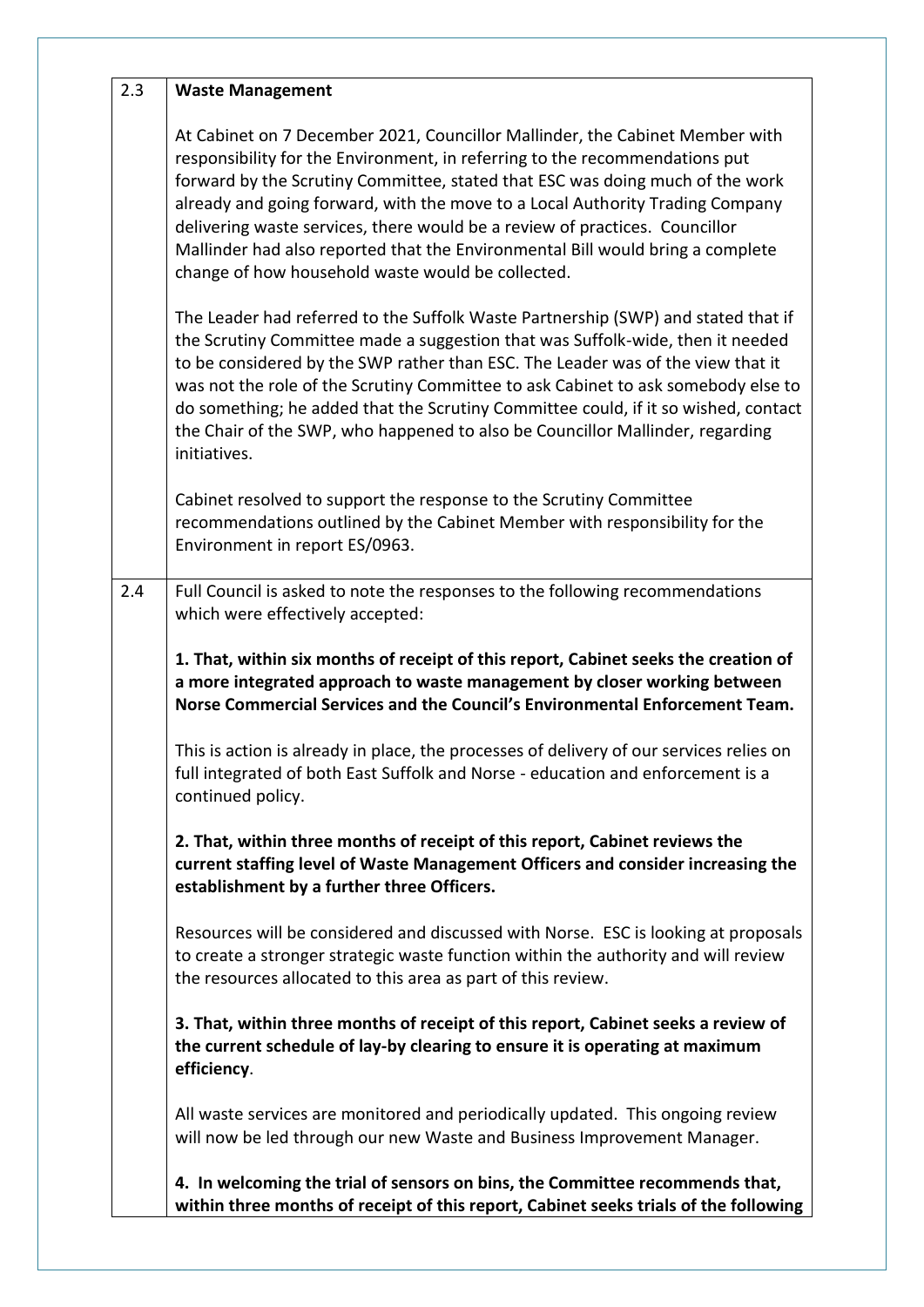| | |
|---|---|
| 2.3 | **Waste Management**<br><br>At Cabinet on 7 December 2021, Councillor Mallinder, the Cabinet Member with responsibility for the Environment, in referring to the recommendations put forward by the Scrutiny Committee, stated that ESC was doing much of the work already and going forward, with the move to a Local Authority Trading Company delivering waste services, there would be a review of practices. Councillor Mallinder had also reported that the Environmental Bill would bring a complete change of how household waste would be collected.<br><br>The Leader had referred to the Suffolk Waste Partnership (SWP) and stated that if the Scrutiny Committee made a suggestion that was Suffolk-wide, then it needed to be considered by the SWP rather than ESC. The Leader was of the view that it was not the role of the Scrutiny Committee to ask Cabinet to ask somebody else to do something; he added that the Scrutiny Committee could, if it so wished, contact the Chair of the SWP, who happened to also be Councillor Mallinder, regarding initiatives.<br><br>Cabinet resolved to support the response to the Scrutiny Committee recommendations outlined by the Cabinet Member with responsibility for the Environment in report ES/0963. |
| 2.4 | Full Council is asked to note the responses to the following recommendations which were effectively accepted:<br><br>**1. That, within six months of receipt of this report, Cabinet seeks the creation of a more integrated approach to waste management by closer working between Norse Commercial Services and the Council's Environmental Enforcement Team.**<br><br>This is action is already in place, the processes of delivery of our services relies on full integrated of both East Suffolk and Norse - education and enforcement is a continued policy.<br><br>**2. That, within three months of receipt of this report, Cabinet reviews the current staffing level of Waste Management Officers and consider increasing the establishment by a further three Officers.**<br><br>Resources will be considered and discussed with Norse. ESC is looking at proposals to create a stronger strategic waste function within the authority and will review the resources allocated to this area as part of this review.<br><br>**3. That, within three months of receipt of this report, Cabinet seeks a review of the current schedule of lay-by clearing to ensure it is operating at maximum efficiency**.<br><br>All waste services are monitored and periodically updated. This ongoing review will now be led through our new Waste and Business Improvement Manager.<br><br>**4. In welcoming the trial of sensors on bins, the Committee recommends that, within three months of receipt of this report, Cabinet seeks trials of the following** |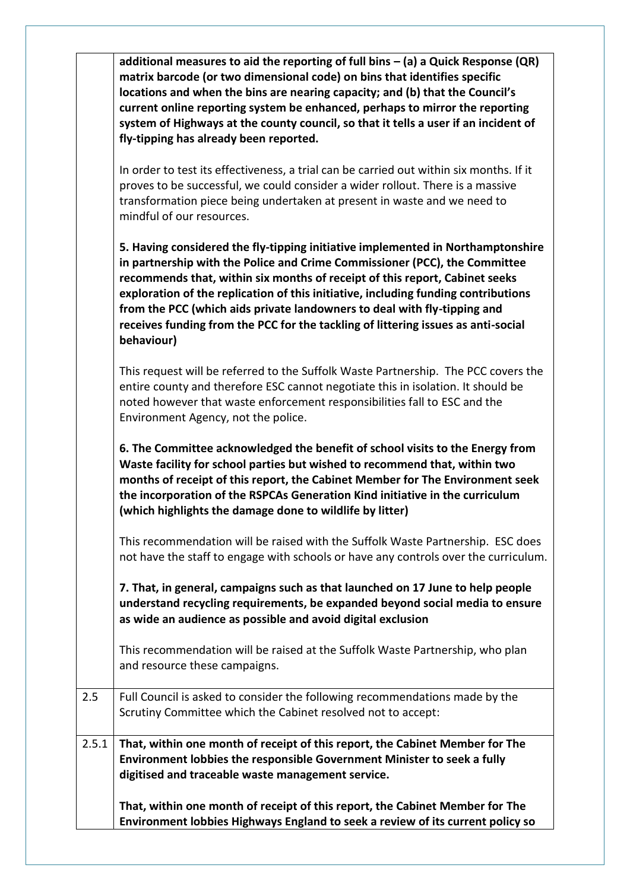| | |
|---|---|
| | **additional measures to aid the reporting of full bins – (a) a Quick Response (QR) matrix barcode (or two dimensional code) on bins that identifies specific locations and when the bins are nearing capacity; and (b) that the Council's current online reporting system be enhanced, perhaps to mirror the reporting system of Highways at the county council, so that it tells a user if an incident of fly-tipping has already been reported.**<br><br>In order to test its effectiveness, a trial can be carried out within six months. If it proves to be successful, we could consider a wider rollout. There is a massive transformation piece being undertaken at present in waste and we need to mindful of our resources.<br><br>**5. Having considered the fly-tipping initiative implemented in Northamptonshire in partnership with the Police and Crime Commissioner (PCC), the Committee recommends that, within six months of receipt of this report, Cabinet seeks exploration of the replication of this initiative, including funding contributions from the PCC (which aids private landowners to deal with fly-tipping and receives funding from the PCC for the tackling of littering issues as anti-social behaviour)**<br><br>This request will be referred to the Suffolk Waste Partnership. The PCC covers the entire county and therefore ESC cannot negotiate this in isolation. It should be noted however that waste enforcement responsibilities fall to ESC and the Environment Agency, not the police.<br><br>**6. The Committee acknowledged the benefit of school visits to the Energy from Waste facility for school parties but wished to recommend that, within two months of receipt of this report, the Cabinet Member for The Environment seek the incorporation of the RSPCAs Generation Kind initiative in the curriculum (which highlights the damage done to wildlife by litter)**<br><br>This recommendation will be raised with the Suffolk Waste Partnership. ESC does not have the staff to engage with schools or have any controls over the curriculum.<br><br>**7. That, in general, campaigns such as that launched on 17 June to help people understand recycling requirements, be expanded beyond social media to ensure as wide an audience as possible and avoid digital exclusion**<br><br>This recommendation will be raised at the Suffolk Waste Partnership, who plan and resource these campaigns. |
| 2.5 | Full Council is asked to consider the following recommendations made by the Scrutiny Committee which the Cabinet resolved not to accept: |
| 2.5.1 | **That, within one month of receipt of this report, the Cabinet Member for The Environment lobbies the responsible Government Minister to seek a fully digitised and traceable waste management service.**<br><br>**That, within one month of receipt of this report, the Cabinet Member for The Environment lobbies Highways England to seek a review of its current policy so** |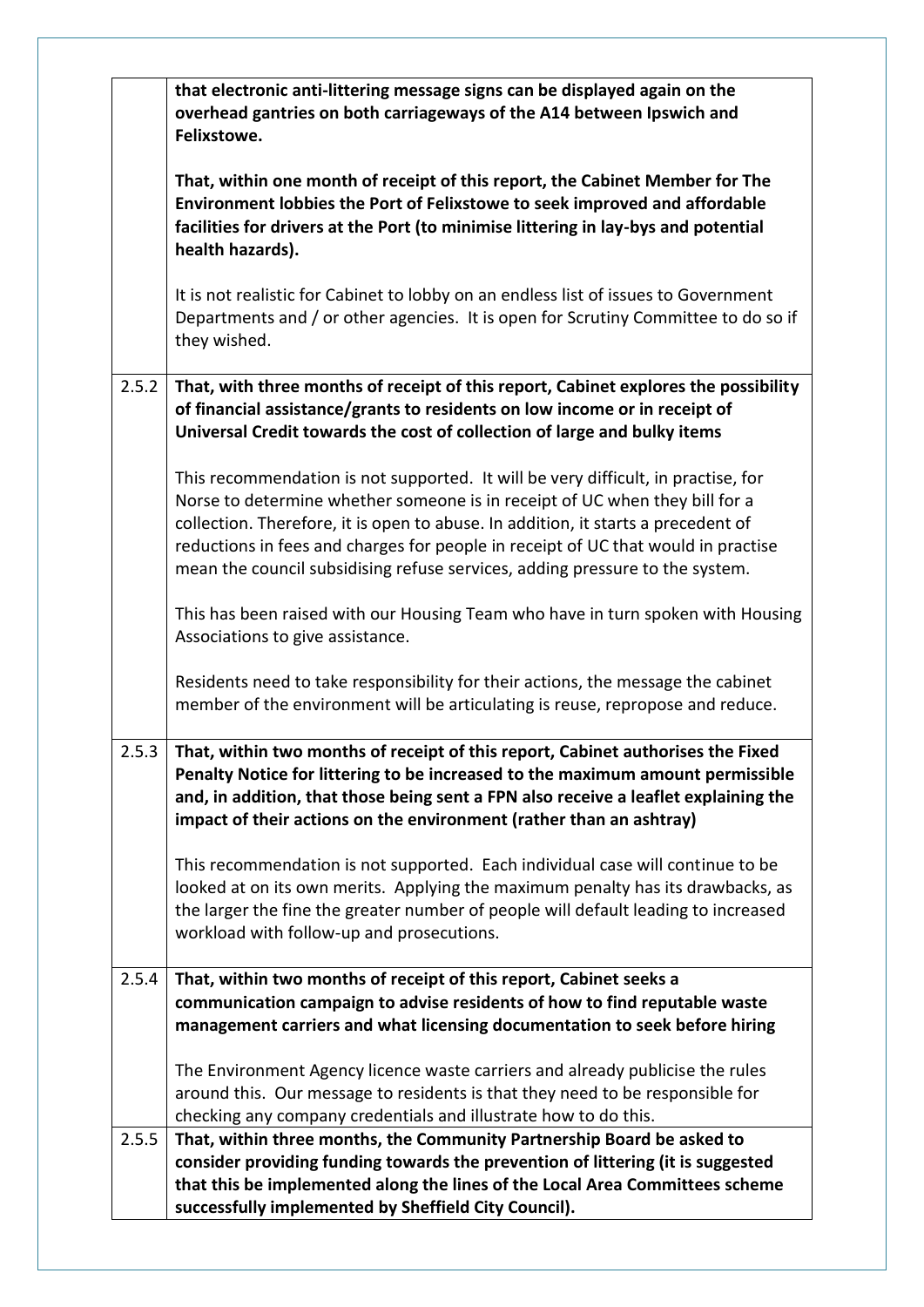| | |
|---|---|
| | **that electronic anti-littering message signs can be displayed again on the overhead gantries on both carriageways of the A14 between Ipswich and Felixstowe.**<br><br>**That, within one month of receipt of this report, the Cabinet Member for The Environment lobbies the Port of Felixstowe to seek improved and affordable facilities for drivers at the Port (to minimise littering in lay-bys and potential health hazards).**<br><br>It is not realistic for Cabinet to lobby on an endless list of issues to Government Departments and / or other agencies. It is open for Scrutiny Committee to do so if they wished. |
| 2.5.2 | **That, with three months of receipt of this report, Cabinet explores the possibility of financial assistance/grants to residents on low income or in receipt of Universal Credit towards the cost of collection of large and bulky items**<br><br>This recommendation is not supported. It will be very difficult, in practise, for Norse to determine whether someone is in receipt of UC when they bill for a collection. Therefore, it is open to abuse. In addition, it starts a precedent of reductions in fees and charges for people in receipt of UC that would in practise mean the council subsidising refuse services, adding pressure to the system.<br><br>This has been raised with our Housing Team who have in turn spoken with Housing Associations to give assistance.<br><br>Residents need to take responsibility for their actions, the message the cabinet member of the environment will be articulating is reuse, repropose and reduce. |
| 2.5.3 | **That, within two months of receipt of this report, Cabinet authorises the Fixed Penalty Notice for littering to be increased to the maximum amount permissible and, in addition, that those being sent a FPN also receive a leaflet explaining the impact of their actions on the environment (rather than an ashtray)**<br><br>This recommendation is not supported. Each individual case will continue to be looked at on its own merits. Applying the maximum penalty has its drawbacks, as the larger the fine the greater number of people will default leading to increased workload with follow-up and prosecutions. |
| 2.5.4 | **That, within two months of receipt of this report, Cabinet seeks a communication campaign to advise residents of how to find reputable waste management carriers and what licensing documentation to seek before hiring**<br><br>The Environment Agency licence waste carriers and already publicise the rules around this. Our message to residents is that they need to be responsible for checking any company credentials and illustrate how to do this. |
| 2.5.5 | **That, within three months, the Community Partnership Board be asked to consider providing funding towards the prevention of littering (it is suggested that this be implemented along the lines of the Local Area Committees scheme successfully implemented by Sheffield City Council).** |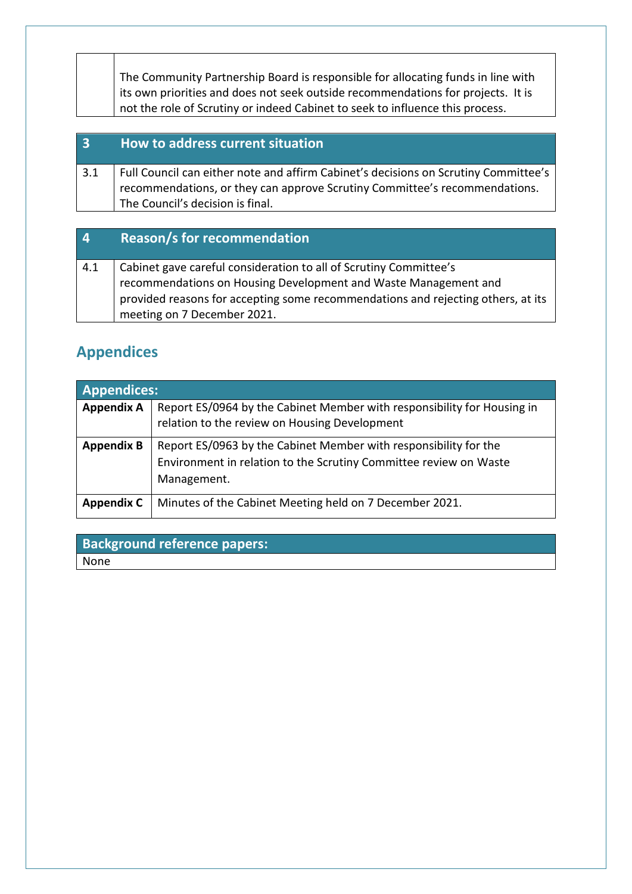| | |
|---|---|
| | The Community Partnership Board is responsible for allocating funds in line with its own priorities and does not seek outside recommendations for projects. It is not the role of Scrutiny or indeed Cabinet to seek to influence this process. |

| 3 | How to address current situation |
|---|---|
| 3.1 | Full Council can either note and affirm Cabinet's decisions on Scrutiny Committee's recommendations, or they can approve Scrutiny Committee's recommendations. The Council's decision is final. |

| 4 | Reason/s for recommendation |
|---|---|
| 4.1 | Cabinet gave careful consideration to all of Scrutiny Committee's recommendations on Housing Development and Waste Management and provided reasons for accepting some recommendations and rejecting others, at its meeting on 7 December 2021. |

## Appendices

| Appendices: | |
|---|---|
| **Appendix A** | Report ES/0964 by the Cabinet Member with responsibility for Housing in relation to the review on Housing Development |
| **Appendix B** | Report ES/0963 by the Cabinet Member with responsibility for the Environment in relation to the Scrutiny Committee review on Waste Management. |
| **Appendix C** | Minutes of the Cabinet Meeting held on 7 December 2021. |

| Background reference papers: |
|---|
| None |